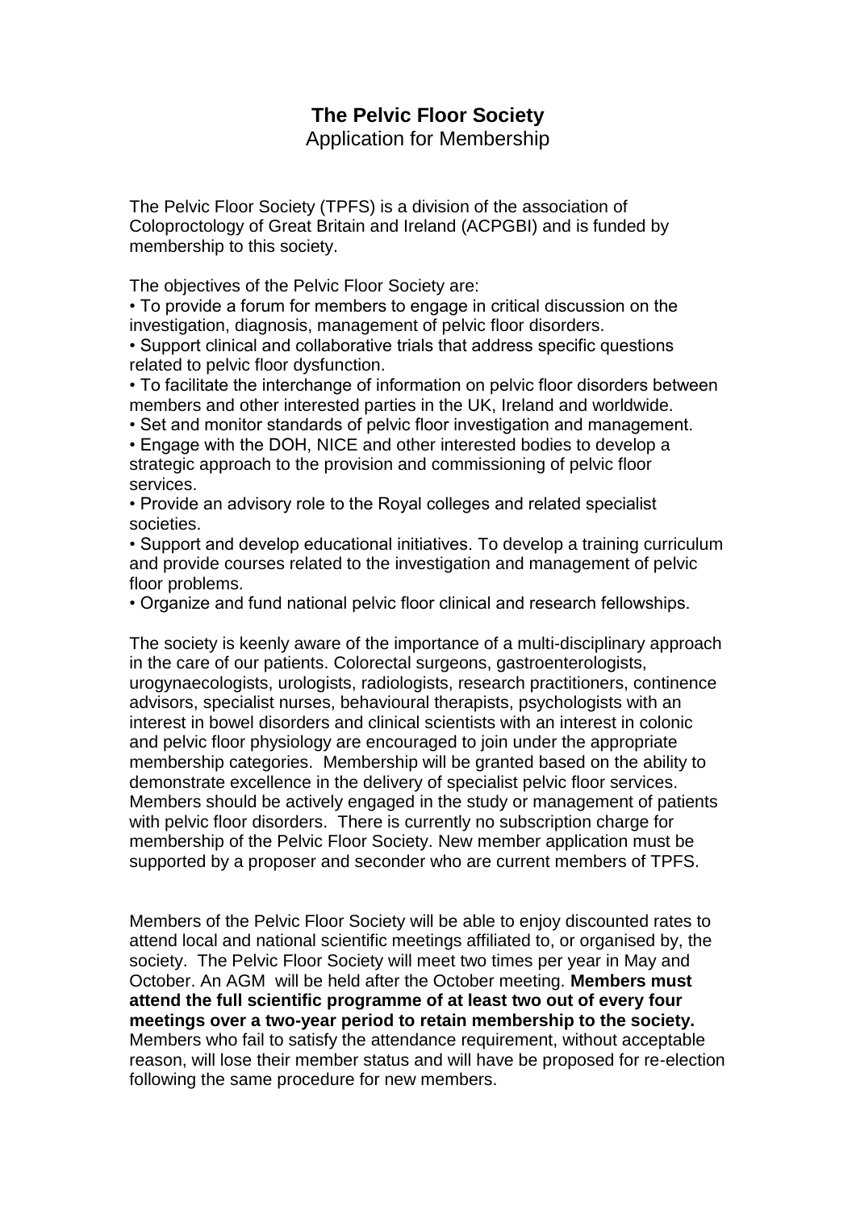# The Pelvic Floor Society

Application for Membership

The Pelvic Floor Society (TPFS) is a division of the association of Coloproctology of Great Britain and Ireland (ACPGBI) and is funded by membership to this society.

The objectives of the Pelvic Floor Society are:

- To provide a forum for members to engage in critical discussion on the investigation, diagnosis, management of pelvic floor disorders.
- Support clinical and collaborative trials that address specific questions related to pelvic floor dysfunction.
- To facilitate the interchange of information on pelvic floor disorders between members and other interested parties in the UK, Ireland and worldwide.
- Set and monitor standards of pelvic floor investigation and management.
- Engage with the DOH, NICE and other interested bodies to develop a strategic approach to the provision and commissioning of pelvic floor services.
- Provide an advisory role to the Royal colleges and related specialist societies.
- Support and develop educational initiatives. To develop a training curriculum and provide courses related to the investigation and management of pelvic floor problems.
- Organize and fund national pelvic floor clinical and research fellowships.

The society is keenly aware of the importance of a multi-disciplinary approach in the care of our patients. Colorectal surgeons, gastroenterologists, urogynaecologists, urologists, radiologists, research practitioners, continence advisors, specialist nurses, behavioural therapists, psychologists with an interest in bowel disorders and clinical scientists with an interest in colonic and pelvic floor physiology are encouraged to join under the appropriate membership categories. Membership will be granted based on the ability to demonstrate excellence in the delivery of specialist pelvic floor services. Members should be actively engaged in the study or management of patients with pelvic floor disorders. There is currently no subscription charge for membership of the Pelvic Floor Society. New member application must be supported by a proposer and seconder who are current members of TPFS.

Members of the Pelvic Floor Society will be able to enjoy discounted rates to attend local and national scientific meetings affiliated to, or organised by, the society. The Pelvic Floor Society will meet two times per year in May and October. An AGM will be held after the October meeting. **Members must attend the full scientific programme of at least two out of every four meetings over a two-year period to retain membership to the society.** Members who fail to satisfy the attendance requirement, without acceptable reason, will lose their member status and will have be proposed for re-election following the same procedure for new members.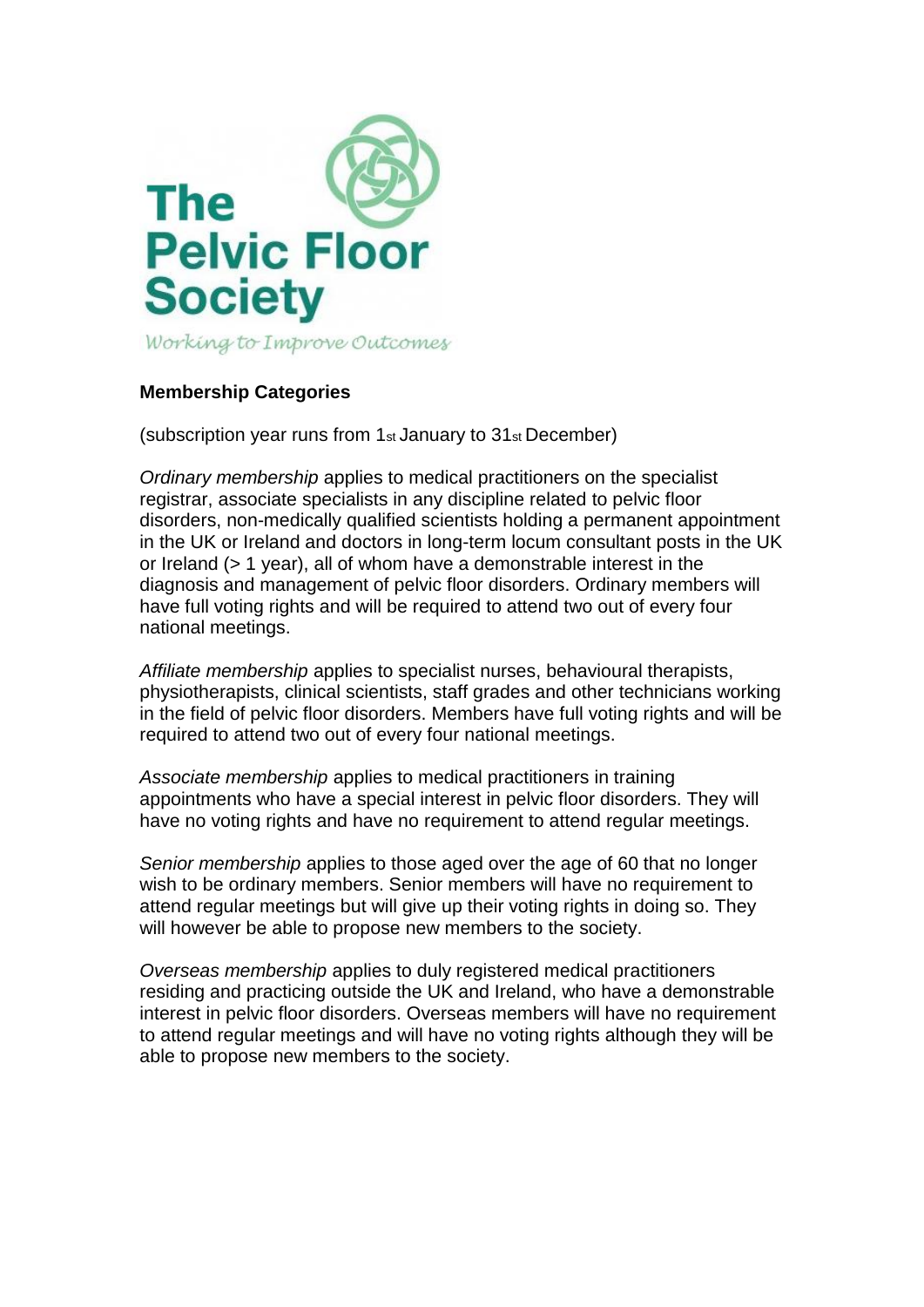**The Pelvic Floor Society**

*Working to Improve Outcomes*

**Membership Categories**

(subscription year runs from 1st January to 31st December)

*Ordinary membership* applies to medical practitioners on the specialist registrar, associate specialists in any discipline related to pelvic floor disorders, non-medically qualified scientists holding a permanent appointment in the UK or Ireland and doctors in long-term locum consultant posts in the UK or Ireland (> 1 year), all of whom have a demonstrable interest in the diagnosis and management of pelvic floor disorders. Ordinary members will have full voting rights and will be required to attend two out of every four national meetings.

*Affiliate membership* applies to specialist nurses, behavioural therapists, physiotherapists, clinical scientists, staff grades and other technicians working in the field of pelvic floor disorders. Members have full voting rights and will be required to attend two out of every four national meetings.

*Associate membership* applies to medical practitioners in training appointments who have a special interest in pelvic floor disorders. They will have no voting rights and have no requirement to attend regular meetings.

*Senior membership* applies to those aged over the age of 60 that no longer wish to be ordinary members. Senior members will have no requirement to attend regular meetings but will give up their voting rights in doing so. They will however be able to propose new members to the society.

*Overseas membership* applies to duly registered medical practitioners residing and practicing outside the UK and Ireland, who have a demonstrable interest in pelvic floor disorders. Overseas members will have no requirement to attend regular meetings and will have no voting rights although they will be able to propose new members to the society.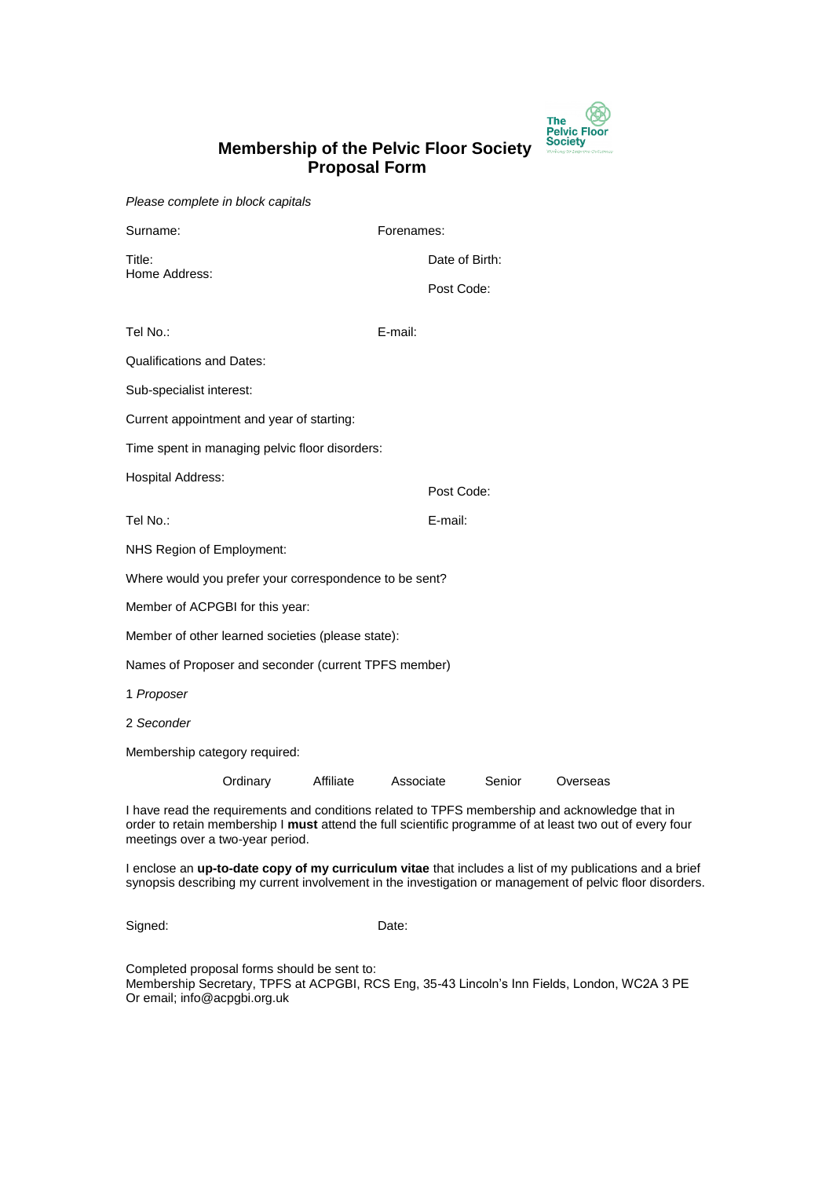# Membership of the Pelvic Floor Society Proposal Form

*Please complete in block capitals*

Surname: Forenames:

Title: Date of Birth:

Home Address:

Post Code:

Tel No.: E-mail:

Qualifications and Dates:

Sub-specialist interest:

Current appointment and year of starting:

Time spent in managing pelvic floor disorders:

Hospital Address:

Post Code:

Tel No.: E-mail:

NHS Region of Employment:

Where would you prefer your correspondence to be sent?

Member of ACPGBI for this year:

Member of other learned societies (please state):

Names of Proposer and seconder (current TPFS member)

1 *Proposer*

2 *Seconder*

Membership category required:

Ordinary Affiliate Associate Senior Overseas

I have read the requirements and conditions related to TPFS membership and acknowledge that in order to retain membership I **must** attend the full scientific programme of at least two out of every four meetings over a two-year period.

I enclose an **up-to-date copy of my curriculum vitae** that includes a list of my publications and a brief synopsis describing my current involvement in the investigation or management of pelvic floor disorders.

Signed: Date:

Completed proposal forms should be sent to:
Membership Secretary, TPFS at ACPGBI, RCS Eng, 35-43 Lincoln's Inn Fields, London, WC2A 3 PE
Or email; info@acpgbi.org.uk